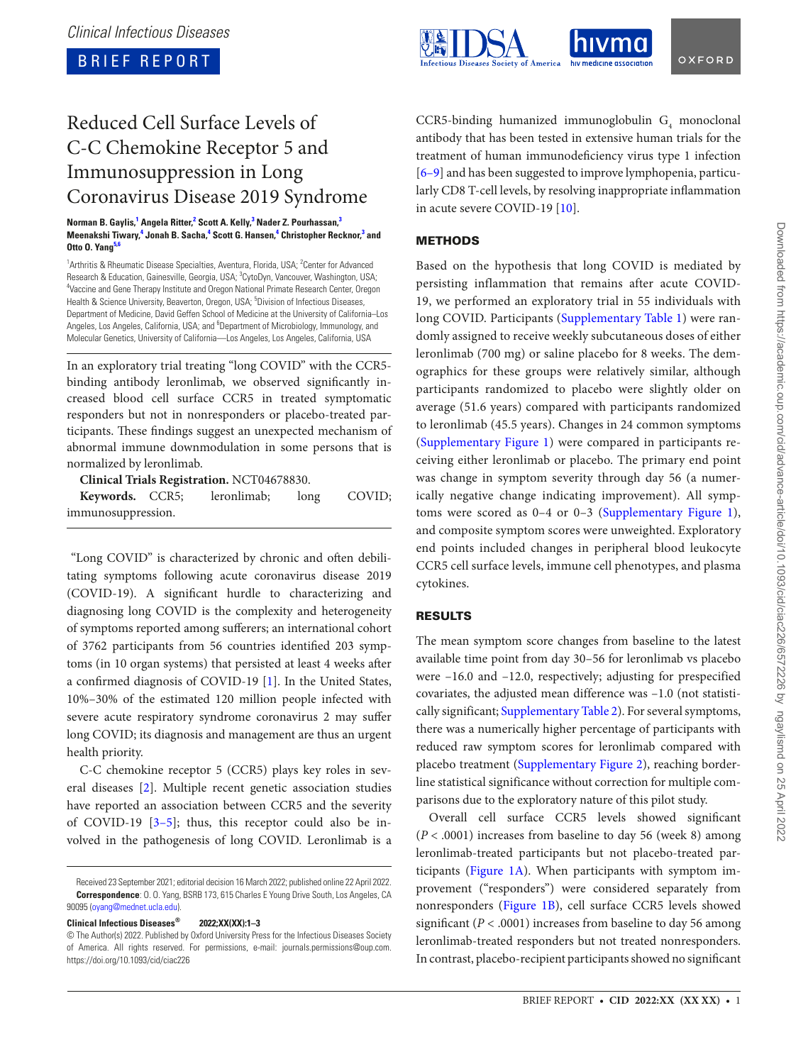Clinical Infectious Diseases

BRIEF REPORT

# Reduced Cell Surface Levels of C-C Chemokine Receptor 5 and Immunosuppression in Long Coronavirus Disease 2019 Syndrome

**Norman B. Gaylis,[1] Angela Ritter,[2] Scott A. Kelly,[3] Nader Z. Pourhassan,[3] Meenakshi Tiwary,[4] Jonah B. Sacha,[4] Scott G. Hansen,[4] Christopher Recknor,[3] and Otto O. Yang[5,6]**

[1]Arthritis & Rheumatic Disease Specialties, Aventura, Florida, USA; [2]Center for Advanced Research & Education, Gainesville, Georgia, USA; [3]CytoDyn, Vancouver, Washington, USA; [4]Vaccine and Gene Therapy Institute and Oregon National Primate Research Center, Oregon Health & Science University, Beaverton, Oregon, USA; [5]Division of Infectious Diseases, Department of Medicine, David Geffen School of Medicine at the University of California–Los Angeles, Los Angeles, California, USA; and [6]Department of Microbiology, Immunology, and Molecular Genetics, University of California—Los Angeles, Los Angeles, California, USA

In an exploratory trial treating "long COVID" with the CCR5-binding antibody leronlimab, we observed significantly increased blood cell surface CCR5 in treated symptomatic responders but not in nonresponders or placebo-treated participants. These findings suggest an unexpected mechanism of abnormal immune downmodulation in some persons that is normalized by leronlimab.

**Clinical Trials Registration.** NCT04678830.

**Keywords.** CCR5; leronlimab; long COVID; immunosuppression.

"Long COVID" is characterized by chronic and often debilitating symptoms following acute coronavirus disease 2019 (COVID-19). A significant hurdle to characterizing and diagnosing long COVID is the complexity and heterogeneity of symptoms reported among sufferers; an international cohort of 3762 participants from 56 countries identified 203 symptoms (in 10 organ systems) that persisted at least 4 weeks after a confirmed diagnosis of COVID-19 [1]. In the United States, 10%–30% of the estimated 120 million people infected with severe acute respiratory syndrome coronavirus 2 may suffer long COVID; its diagnosis and management are thus an urgent health priority.

C-C chemokine receptor 5 (CCR5) plays key roles in several diseases [2]. Multiple recent genetic association studies have reported an association between CCR5 and the severity of COVID-19 [3–5]; thus, this receptor could also be involved in the pathogenesis of long COVID. Leronlimab is a CCR5-binding humanized immunoglobulin $G_4$ monoclonal antibody that has been tested in extensive human trials for the treatment of human immunodeficiency virus type 1 infection [6–9] and has been suggested to improve lymphopenia, particularly CD8 T-cell levels, by resolving inappropriate inflammation in acute severe COVID-19 [10].

Received 23 September 2021; editorial decision 16 March 2022; published online 22 April 2022.
**Correspondence**: O. O. Yang, BSRB 173, 615 Charles E Young Drive South, Los Angeles, CA 90095 (oyang@mednet.ucla.edu).

**Clinical Infectious Diseases® 2022;XX(XX):1–3**
© The Author(s) 2022. Published by Oxford University Press for the Infectious Diseases Society of America. All rights reserved. For permissions, e-mail: journals.permissions@oup.com.
https://doi.org/10.1093/cid/ciac226

## METHODS

Based on the hypothesis that long COVID is mediated by persisting inflammation that remains after acute COVID-19, we performed an exploratory trial in 55 individuals with long COVID. Participants (Supplementary Table 1) were randomly assigned to receive weekly subcutaneous doses of either leronlimab (700 mg) or saline placebo for 8 weeks. The demographics for these groups were relatively similar, although participants randomized to placebo were slightly older on average (51.6 years) compared with participants randomized to leronlimab (45.5 years). Changes in 24 common symptoms (Supplementary Figure 1) were compared in participants receiving either leronlimab or placebo. The primary end point was change in symptom severity through day 56 (a numerically negative change indicating improvement). All symptoms were scored as 0–4 or 0–3 (Supplementary Figure 1), and composite symptom scores were unweighted. Exploratory end points included changes in peripheral blood leukocyte CCR5 cell surface levels, immune cell phenotypes, and plasma cytokines.

## RESULTS

The mean symptom score changes from baseline to the latest available time point from day 30–56 for leronlimab vs placebo were −16.0 and −12.0, respectively; adjusting for prespecified covariates, the adjusted mean difference was −1.0 (not statistically significant; Supplementary Table 2). For several symptoms, there was a numerically higher percentage of participants with reduced raw symptom scores for leronlimab compared with placebo treatment (Supplementary Figure 2), reaching borderline statistical significance without correction for multiple comparisons due to the exploratory nature of this pilot study.

Overall cell surface CCR5 levels showed significant ($P < .0001$) increases from baseline to day 56 (week 8) among leronlimab-treated participants but not placebo-treated participants (Figure 1A). When participants with symptom improvement ("responders") were considered separately from nonresponders (Figure 1B), cell surface CCR5 levels showed significant ($P < .0001$) increases from baseline to day 56 among leronlimab-treated responders but not treated nonresponders. In contrast, placebo-recipient participants showed no significant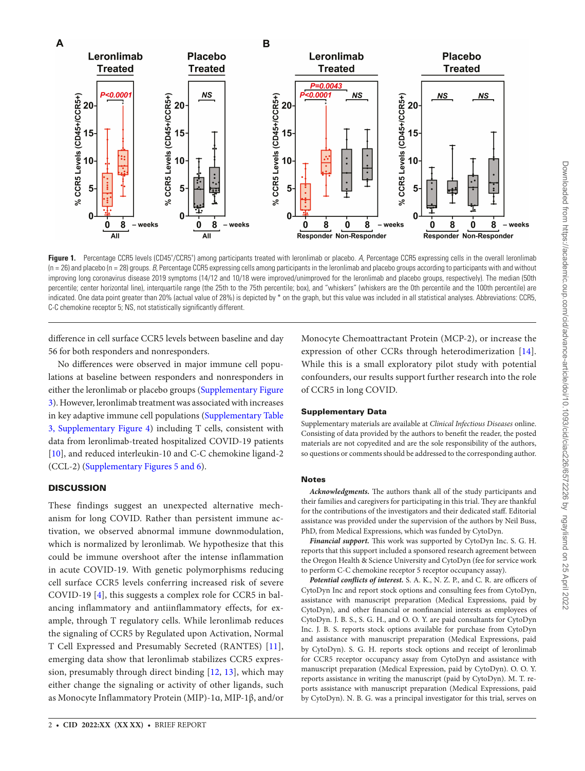A

Leronlimab Treated

P<0.0001

% CCR5 Levels (CD45+/CCR5+)

20-
15-
10-
5-
0-

0 8 – weeks

All

Placebo Treated

NS

% CCR5 Levels (CD45+/CCR5+)

20-
15-
10-
5-
0-

0 8 – weeks

All

B

Leronlimab Treated

P=0.0043

P<0.0001

NS

% CCR5 Levels (CD45+/CCR5+)

20-
15-
10-
5-
0-

0 8 0 8 – weeks

Responder Non-Responder

Placebo Treated

NS NS

% CCR5 Levels (CD45+/CCR5+)

20-
15-
10-
5-
0-

0 8 0 8 – weeks

Responder Non-Responder

**Figure 1.** Percentage CCR5 levels (CD45+/CCR5+) among participants treated with leronlimab or placebo. *A*, Percentage CCR5 expressing cells in the overall leronlimab (n = 26) and placebo (n = 28) groups. *B*, Percentage CCR5 expressing cells among participants in the leronlimab and placebo groups according to participants with and without improving long coronavirus disease 2019 symptoms (14/12 and 10/18 were improved/unimproved for the leronlimab and placebo groups, respectively). The median (50th percentile; center horizontal line), interquartile range (the 25th to the 75th percentile; box), and "whiskers" (whiskers are the 0th percentile and the 100th percentile) are indicated. One data point greater than 20% (actual value of 28%) is depicted by * on the graph, but this value was included in all statistical analyses. Abbreviations: CCR5, C-C chemokine receptor 5; NS, not statistically significantly different.

difference in cell surface CCR5 levels between baseline and day 56 for both responders and nonresponders.

No differences were observed in major immune cell populations at baseline between responders and nonresponders in either the leronlimab or placebo groups (Supplementary Figure 3). However, leronlimab treatment was associated with increases in key adaptive immune cell populations (Supplementary Table 3, Supplementary Figure 4) including T cells, consistent with data from leronlimab-treated hospitalized COVID-19 patients [10], and reduced interleukin-10 and C-C chemokine ligand-2 (CCL-2) (Supplementary Figures 5 and 6).

## DISCUSSION

These findings suggest an unexpected alternative mechanism for long COVID. Rather than persistent immune activation, we observed abnormal immune downmodulation, which is normalized by leronlimab. We hypothesize that this could be immune overshoot after the intense inflammation in acute COVID-19. With genetic polymorphisms reducing cell surface CCR5 levels conferring increased risk of severe COVID-19 [4], this suggests a complex role for CCR5 in balancing inflammatory and antiinflammatory effects, for example, through T regulatory cells. While leronlimab reduces the signaling of CCR5 by Regulated upon Activation, Normal T Cell Expressed and Presumably Secreted (RANTES) [11], emerging data show that leronlimab stabilizes CCR5 expression, presumably through direct binding [12, 13], which may either change the signaling or activity of other ligands, such as Monocyte Inflammatory Protein (MIP)-1α, MIP-1β, and/or Monocyte Chemoattractant Protein (MCP-2), or increase the expression of other CCRs through heterodimerization [14]. While this is a small exploratory pilot study with potential confounders, our results support further research into the role of CCR5 in long COVID.

### Supplementary Data

Supplementary materials are available at *Clinical Infectious Diseases* online. Consisting of data provided by the authors to benefit the reader, the posted materials are not copyedited and are the sole responsibility of the authors, so questions or comments should be addressed to the corresponding author.

### Notes

***Acknowledgments.*** The authors thank all of the study participants and their families and caregivers for participating in this trial. They are thankful for the contributions of the investigators and their dedicated staff. Editorial assistance was provided under the supervision of the authors by Neil Buss, PhD, from Medical Expressions, which was funded by CytoDyn.

***Financial support.*** This work was supported by CytoDyn Inc. S. G. H. reports that this support included a sponsored research agreement between the Oregon Health & Science University and CytoDyn (fee for service work to perform C-C chemokine receptor 5 receptor occupancy assay).

***Potential conflicts of interest.*** S. A. K., N. Z. P., and C. R. are officers of CytoDyn Inc and report stock options and consulting fees from CytoDyn, assistance with manuscript preparation (Medical Expressions, paid by CytoDyn), and other financial or nonfinancial interests as employees of CytoDyn. J. B. S., S. G. H., and O. O. Y. are paid consultants for CytoDyn Inc. J. B. S. reports stock options available for purchase from CytoDyn and assistance with manuscript preparation (Medical Expressions, paid by CytoDyn). S. G. H. reports stock options and receipt of leronlimab for CCR5 receptor occupancy assay from CytoDyn and assistance with manuscript preparation (Medical Expression, paid by CytoDyn). O. O. Y. reports assistance in writing the manuscript (paid by CytoDyn). M. T. reports assistance with manuscript preparation (Medical Expressions, paid by CytoDyn). N. B. G. was a principal investigator for this trial, serves on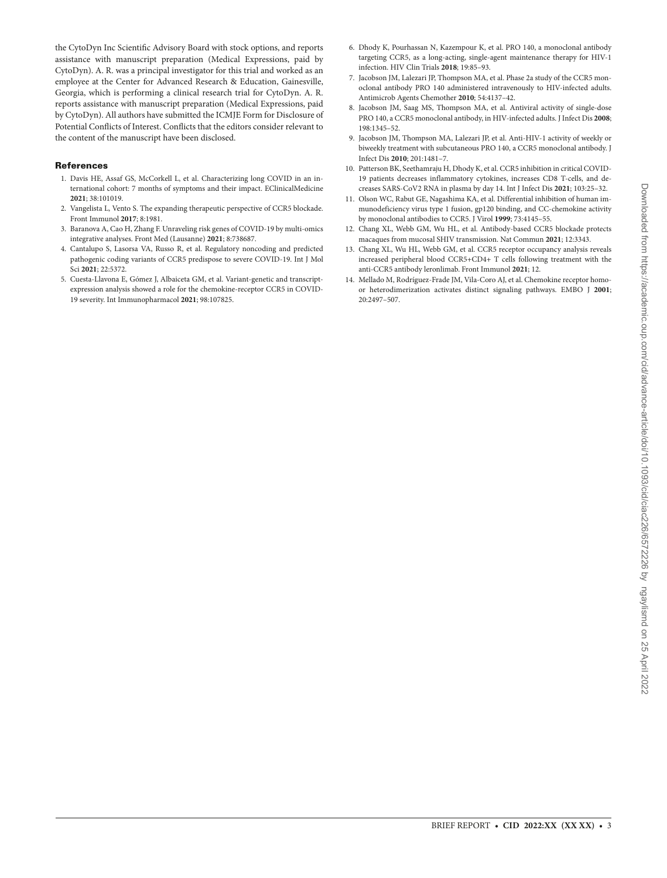the CytoDyn Inc Scientific Advisory Board with stock options, and reports assistance with manuscript preparation (Medical Expressions, paid by CytoDyn). A. R. was a principal investigator for this trial and worked as an employee at the Center for Advanced Research & Education, Gainesville, Georgia, which is performing a clinical research trial for CytoDyn. A. R. reports assistance with manuscript preparation (Medical Expressions, paid by CytoDyn). All authors have submitted the ICMJE Form for Disclosure of Potential Conflicts of Interest. Conflicts that the editors consider relevant to the content of the manuscript have been disclosed.

## References

1. Davis HE, Assaf GS, McCorkell L, et al. Characterizing long COVID in an international cohort: 7 months of symptoms and their impact. EClinicalMedicine **2021**; 38:101019.
2. Vangelista L, Vento S. The expanding therapeutic perspective of CCR5 blockade. Front Immunol **2017**; 8:1981.
3. Baranova A, Cao H, Zhang F. Unraveling risk genes of COVID-19 by multi-omics integrative analyses. Front Med (Lausanne) **2021**; 8:738687.
4. Cantalupo S, Lasorsa VA, Russo R, et al. Regulatory noncoding and predicted pathogenic coding variants of CCR5 predispose to severe COVID-19. Int J Mol Sci **2021**; 22:5372.
5. Cuesta-Llavona E, Gómez J, Albaiceta GM, et al. Variant-genetic and transcript-expression analysis showed a role for the chemokine-receptor CCR5 in COVID-19 severity. Int Immunopharmacol **2021**; 98:107825.
6. Dhody K, Pourhassan N, Kazempour K, et al. PRO 140, a monoclonal antibody targeting CCR5, as a long-acting, single-agent maintenance therapy for HIV-1 infection. HIV Clin Trials **2018**; 19:85–93.
7. Jacobson JM, Lalezari JP, Thompson MA, et al. Phase 2a study of the CCR5 monoclonal antibody PRO 140 administered intravenously to HIV-infected adults. Antimicrob Agents Chemother **2010**; 54:4137–42.
8. Jacobson JM, Saag MS, Thompson MA, et al. Antiviral activity of single-dose PRO 140, a CCR5 monoclonal antibody, in HIV-infected adults. J Infect Dis **2008**; 198:1345–52.
9. Jacobson JM, Thompson MA, Lalezari JP, et al. Anti-HIV-1 activity of weekly or biweekly treatment with subcutaneous PRO 140, a CCR5 monoclonal antibody. J Infect Dis **2010**; 201:1481–7.
10. Patterson BK, Seethamraju H, Dhody K, et al. CCR5 inhibition in critical COVID-19 patients decreases inflammatory cytokines, increases CD8 T-cells, and decreases SARS-CoV2 RNA in plasma by day 14. Int J Infect Dis **2021**; 103:25–32.
11. Olson WC, Rabut GE, Nagashima KA, et al. Differential inhibition of human immunodeficiency virus type 1 fusion, gp120 binding, and CC-chemokine activity by monoclonal antibodies to CCR5. J Virol **1999**; 73:4145–55.
12. Chang XL, Webb GM, Wu HL, et al. Antibody-based CCR5 blockade protects macaques from mucosal SHIV transmission. Nat Commun **2021**; 12:3343.
13. Chang XL, Wu HL, Webb GM, et al. CCR5 receptor occupancy analysis reveals increased peripheral blood CCR5+CD4+ T cells following treatment with the anti-CCR5 antibody leronlimab. Front Immunol **2021**; 12.
14. Mellado M, Rodríguez-Frade JM, Vila-Coro AJ, et al. Chemokine receptor homo- or heterodimerization activates distinct signaling pathways. EMBO J **2001**; 20:2497–507.